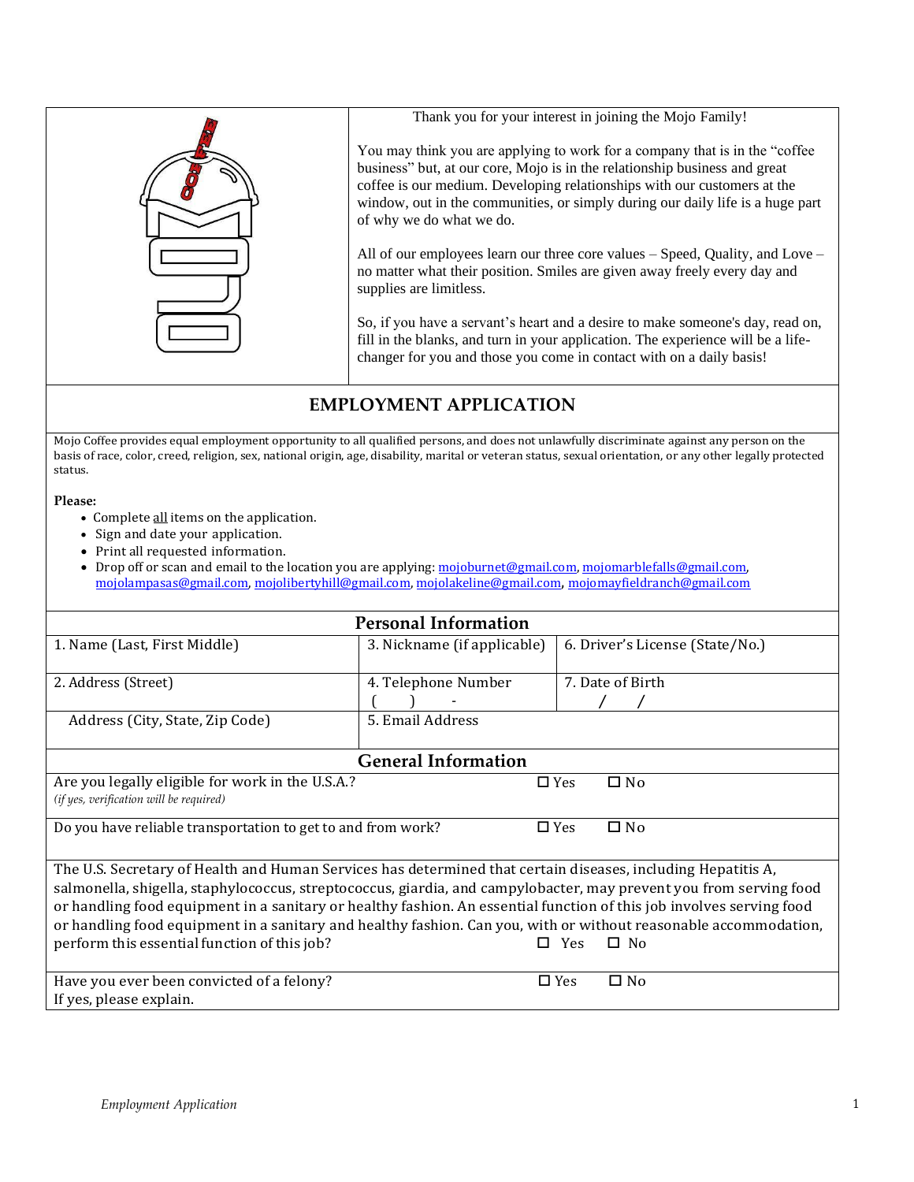Thank you for your interest in joining the Mojo Family!

You may think you are applying to work for a company that is in the "coffee business" but, at our core, Mojo is in the relationship business and great coffee is our medium. Developing relationships with our customers at the window, out in the communities, or simply during our daily life is a huge part of why we do what we do.

All of our employees learn our three core values – Speed, Quality, and Love – no matter what their position. Smiles are given away freely every day and supplies are limitless.

So, if you have a servant's heart and a desire to make someone's day, read on, fill in the blanks, and turn in your application. The experience will be a life-changer for you and those you come in contact with on a daily basis!

# EMPLOYMENT APPLICATION

Mojo Coffee provides equal employment opportunity to all qualified persons, and does not unlawfully discriminate against any person on the basis of race, color, creed, religion, sex, national origin, age, disability, marital or veteran status, sexual orientation, or any other legally protected status.

**Please:**

- Complete <u>all</u> items on the application.
- Sign and date your application.
- Print all requested information.
- Drop off or scan and email to the location you are applying: mojoburnet@gmail.com, mojomarblefalls@gmail.com, mojolampasas@gmail.com, mojolibertyhill@gmail.com, mojolakeline@gmail.com, mojomayfieldranch@gmail.com

## Personal Information

| | | |
|---|---|---|
| 1. Name (Last, First Middle) | 3. Nickname (if applicable) | 6. Driver's License (State/No.) |
| 2. Address (Street) | 4. Telephone Number ( ) - | 7. Date of Birth / / |
| Address (City, State, Zip Code) | 5. Email Address | |

## General Information

| | | |
|---|---|---|
| Are you legally eligible for work in the U.S.A.? *(if yes, verification will be required)* | ☐ Yes | ☐ No |
| Do you have reliable transportation to get to and from work? | ☐ Yes | ☐ No |
| The U.S. Secretary of Health and Human Services has determined that certain diseases, including Hepatitis A, salmonella, shigella, staphylococcus, streptococcus, giardia, and campylobacter, may prevent you from serving food or handling food equipment in a sanitary or healthy fashion. An essential function of this job involves serving food or handling food equipment in a sanitary and healthy fashion. Can you, with or without reasonable accommodation, perform this essential function of this job? | ☐ Yes | ☐ No |
| Have you ever been convicted of a felony? If yes, please explain. | ☐ Yes | ☐ No |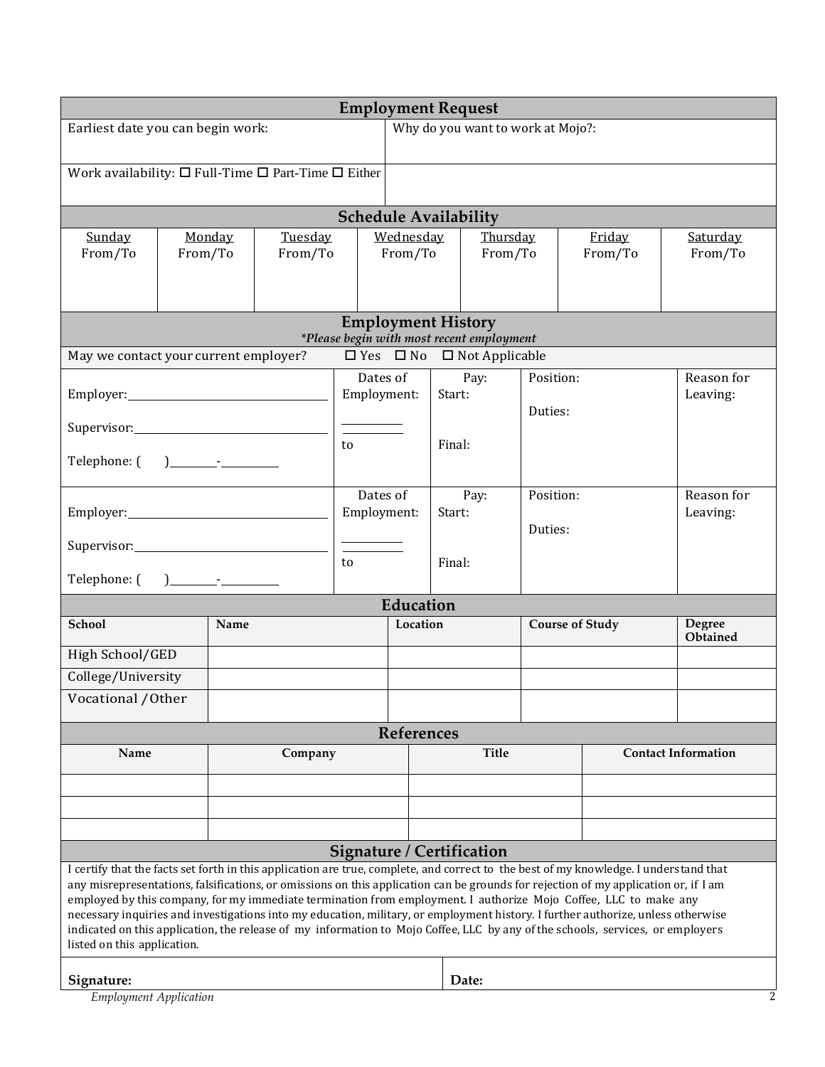## Employment Request

| | |
|---|---|
| Earliest date you can begin work: | Why do you want to work at Mojo?: |
| Work availability: ☐ Full-Time ☐ Part-Time ☐ Either | |

## Schedule Availability

| Sunday | Monday | Tuesday | Wednesday | Thursday | Friday | Saturday |
|---|---|---|---|---|---|---|
| From/To | From/To | From/To | From/To | From/To | From/To | From/To |

## Employment History

*\*Please begin with most recent employment*

May we contact your current employer? ☐ Yes ☐ No ☐ Not Applicable

| | | | | |
|---|---|---|---|---|
| Employer: ____________<br>Supervisor: ____________<br>Telephone: (    )______-______ | Dates of Employment:<br>______<br>to | Pay:<br>Start:<br>Final: | Position:<br>Duties: | Reason for Leaving: |
| Employer: ____________<br>Supervisor: ____________<br>Telephone: (    )______-______ | Dates of Employment:<br>______<br>to | Pay:<br>Start:<br>Final: | Position:<br>Duties: | Reason for Leaving: |

## Education

| School | Name | Location | Course of Study | Degree Obtained |
|---|---|---|---|---|
| High School/GED | | | | |
| College/University | | | | |
| Vocational /Other | | | | |

## References

| Name | Company | Title | Contact Information |
|---|---|---|---|
| | | | |
| | | | |
| | | | |

## Signature / Certification

I certify that the facts set forth in this application are true, complete, and correct to the best of my knowledge. I understand that any misrepresentations, falsifications, or omissions on this application can be grounds for rejection of my application or, if I am employed by this company, for my immediate termination from employment. I authorize Mojo Coffee, LLC to make any necessary inquiries and investigations into my education, military, or employment history. I further authorize, unless otherwise indicated on this application, the release of my information to Mojo Coffee, LLC by any of the schools, services, or employers listed on this application.

**Signature:** **Date:**